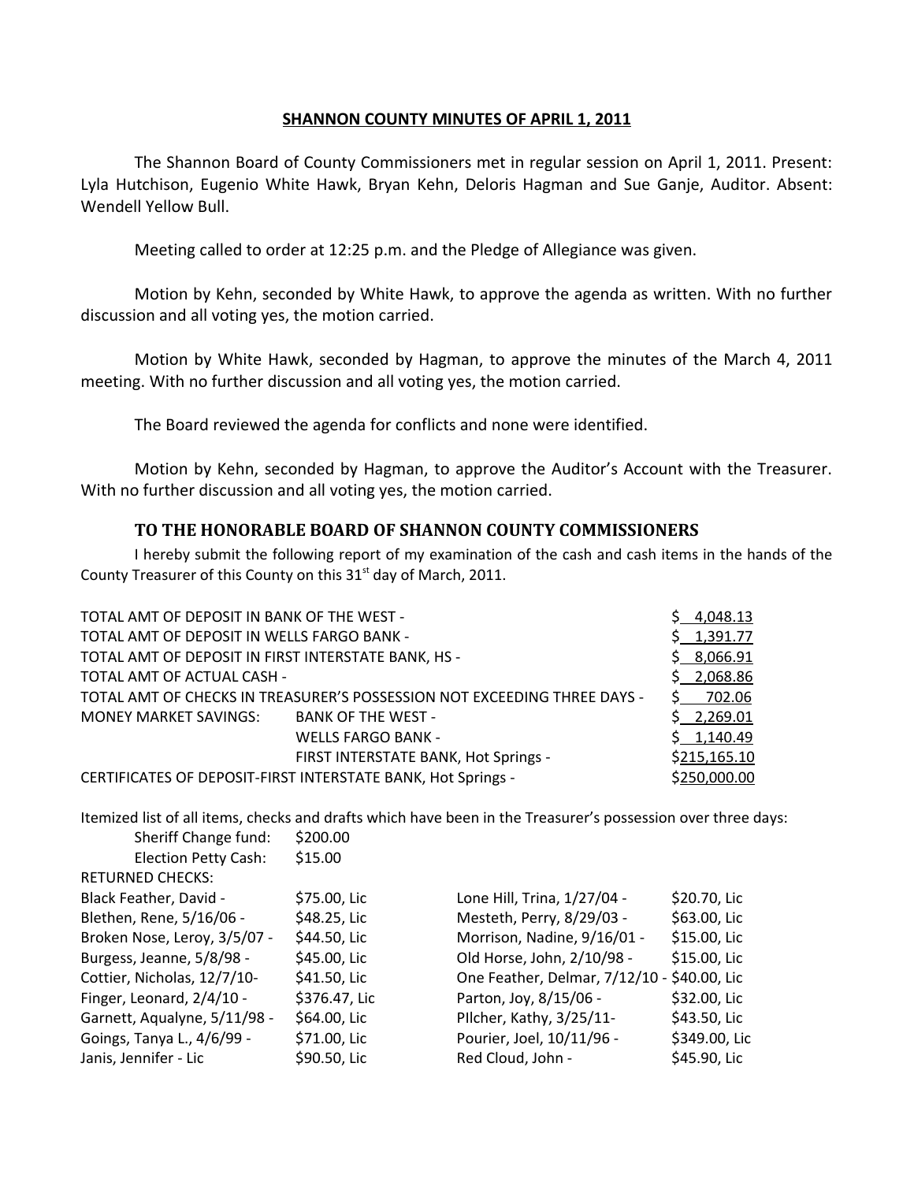## SHANNON COUNTY MINUTES OF APRIL 1, 2011

The Shannon Board of County Commissioners met in regular session on April 1, 2011. Present: Lyla Hutchison, Eugenio White Hawk, Bryan Kehn, Deloris Hagman and Sue Ganje, Auditor. Absent: Wendell Yellow Bull.

Meeting called to order at 12:25 p.m. and the Pledge of Allegiance was given.

Motion by Kehn, seconded by White Hawk, to approve the agenda as written. With no further discussion and all voting yes, the motion carried.

Motion by White Hawk, seconded by Hagman, to approve the minutes of the March 4, 2011 meeting. With no further discussion and all voting yes, the motion carried.

The Board reviewed the agenda for conflicts and none were identified.

Motion by Kehn, seconded by Hagman, to approve the Auditor's Account with the Treasurer. With no further discussion and all voting yes, the motion carried.

### TO THE HONORABLE BOARD OF SHANNON COUNTY COMMISSIONERS

I hereby submit the following report of my examination of the cash and cash items in the hands of the County Treasurer of this County on this 31st day of March, 2011.

| | | |
|---|---|---|
| TOTAL AMT OF DEPOSIT IN BANK OF THE WEST - | | $ 4,048.13 |
| TOTAL AMT OF DEPOSIT IN WELLS FARGO BANK - | | $ 1,391.77 |
| TOTAL AMT OF DEPOSIT IN FIRST INTERSTATE BANK, HS - | | $ 8,066.91 |
| TOTAL AMT OF ACTUAL CASH - | | $ 2,068.86 |
| TOTAL AMT OF CHECKS IN TREASURER'S POSSESSION NOT EXCEEDING THREE DAYS - | | $ 702.06 |
| MONEY MARKET SAVINGS: | BANK OF THE WEST - | $ 2,269.01 |
| | WELLS FARGO BANK - | $ 1,140.49 |
| | FIRST INTERSTATE BANK, Hot Springs - | $215,165.10 |
| CERTIFICATES OF DEPOSIT-FIRST INTERSTATE BANK, Hot Springs - | | $250,000.00 |

Itemized list of all items, checks and drafts which have been in the Treasurer's possession over three days:

Sheriff Change fund: $200.00
Election Petty Cash: $15.00

RETURNED CHECKS:

| | | | |
|---|---|---|---|
| Black Feather, David - | $75.00, Lic | Lone Hill, Trina, 1/27/04 - | $20.70, Lic |
| Blethen, Rene, 5/16/06 - | $48.25, Lic | Mesteth, Perry, 8/29/03 - | $63.00, Lic |
| Broken Nose, Leroy, 3/5/07 - | $44.50, Lic | Morrison, Nadine, 9/16/01 - | $15.00, Lic |
| Burgess, Jeanne, 5/8/98 - | $45.00, Lic | Old Horse, John, 2/10/98 - | $15.00, Lic |
| Cottier, Nicholas, 12/7/10- | $41.50, Lic | One Feather, Delmar, 7/12/10 - | $40.00, Lic |
| Finger, Leonard, 2/4/10 - | $376.47, Lic | Parton, Joy, 8/15/06 - | $32.00, Lic |
| Garnett, Aqualyne, 5/11/98 - | $64.00, Lic | PIlcher, Kathy, 3/25/11- | $43.50, Lic |
| Goings, Tanya L., 4/6/99 - | $71.00, Lic | Pourier, Joel, 10/11/96 - | $349.00, Lic |
| Janis, Jennifer - Lic | $90.50, Lic | Red Cloud, John - | $45.90, Lic |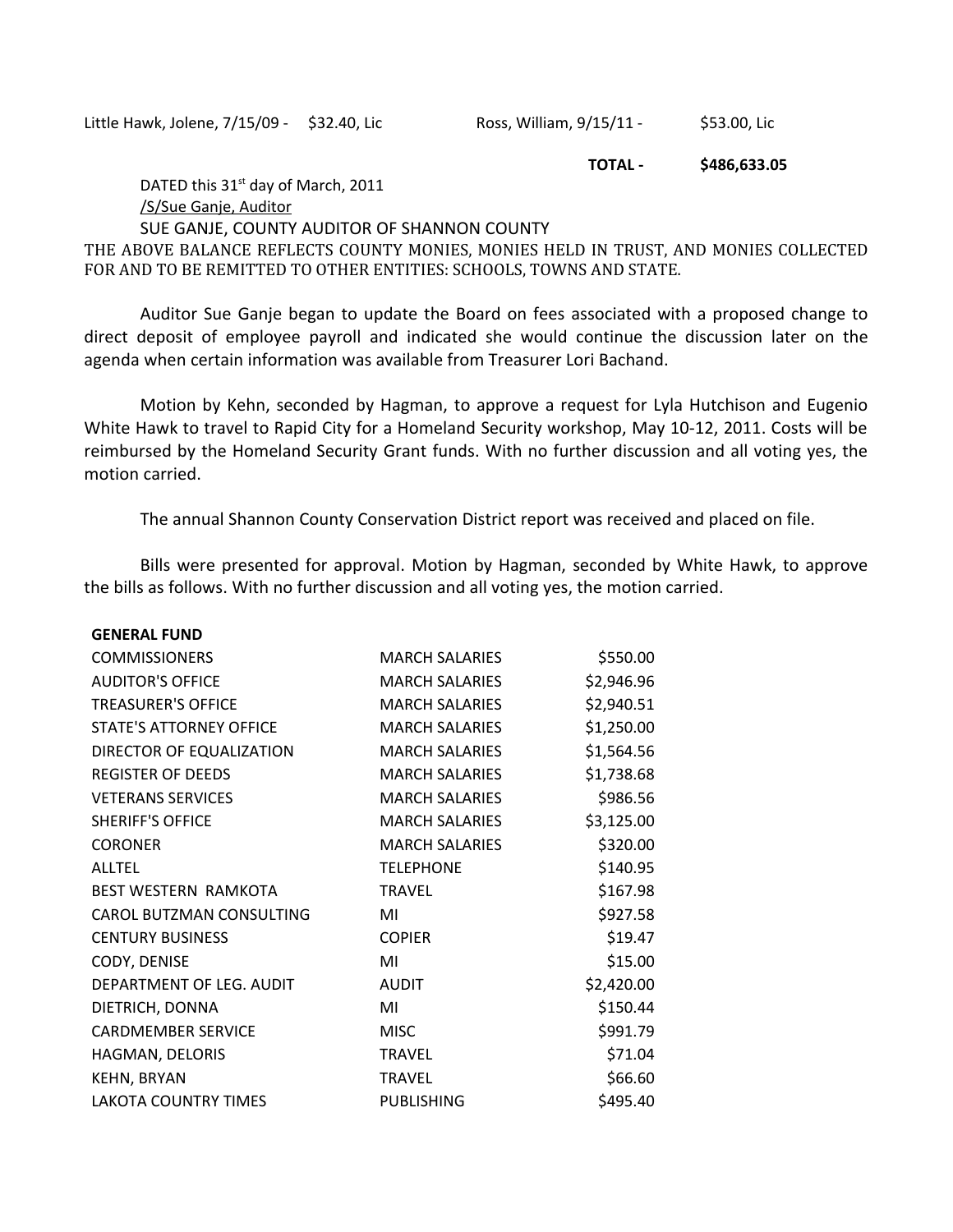Little Hawk, Jolene, 7/15/09 - $32.40, Lic Ross, William, 9/15/11 - $53.00, Lic

**TOTAL - $486,633.05**

DATED this 31st day of March, 2011
/S/Sue Ganje, Auditor
SUE GANJE, COUNTY AUDITOR OF SHANNON COUNTY
THE ABOVE BALANCE REFLECTS COUNTY MONIES, MONIES HELD IN TRUST, AND MONIES COLLECTED FOR AND TO BE REMITTED TO OTHER ENTITIES: SCHOOLS, TOWNS AND STATE.

Auditor Sue Ganje began to update the Board on fees associated with a proposed change to direct deposit of employee payroll and indicated she would continue the discussion later on the agenda when certain information was available from Treasurer Lori Bachand.

Motion by Kehn, seconded by Hagman, to approve a request for Lyla Hutchison and Eugenio White Hawk to travel to Rapid City for a Homeland Security workshop, May 10-12, 2011. Costs will be reimbursed by the Homeland Security Grant funds. With no further discussion and all voting yes, the motion carried.

The annual Shannon County Conservation District report was received and placed on file.

Bills were presented for approval. Motion by Hagman, seconded by White Hawk, to approve the bills as follows. With no further discussion and all voting yes, the motion carried.

| **GENERAL FUND** | | |
|---|---|---|
| COMMISSIONERS | MARCH SALARIES | $550.00 |
| AUDITOR'S OFFICE | MARCH SALARIES | $2,946.96 |
| TREASURER'S OFFICE | MARCH SALARIES | $2,940.51 |
| STATE'S ATTORNEY OFFICE | MARCH SALARIES | $1,250.00 |
| DIRECTOR OF EQUALIZATION | MARCH SALARIES | $1,564.56 |
| REGISTER OF DEEDS | MARCH SALARIES | $1,738.68 |
| VETERANS SERVICES | MARCH SALARIES | $986.56 |
| SHERIFF'S OFFICE | MARCH SALARIES | $3,125.00 |
| CORONER | MARCH SALARIES | $320.00 |
| ALLTEL | TELEPHONE | $140.95 |
| BEST WESTERN RAMKOTA | TRAVEL | $167.98 |
| CAROL BUTZMAN CONSULTING | MI | $927.58 |
| CENTURY BUSINESS | COPIER | $19.47 |
| CODY, DENISE | MI | $15.00 |
| DEPARTMENT OF LEG. AUDIT | AUDIT | $2,420.00 |
| DIETRICH, DONNA | MI | $150.44 |
| CARDMEMBER SERVICE | MISC | $991.79 |
| HAGMAN, DELORIS | TRAVEL | $71.04 |
| KEHN, BRYAN | TRAVEL | $66.60 |
| LAKOTA COUNTRY TIMES | PUBLISHING | $495.40 |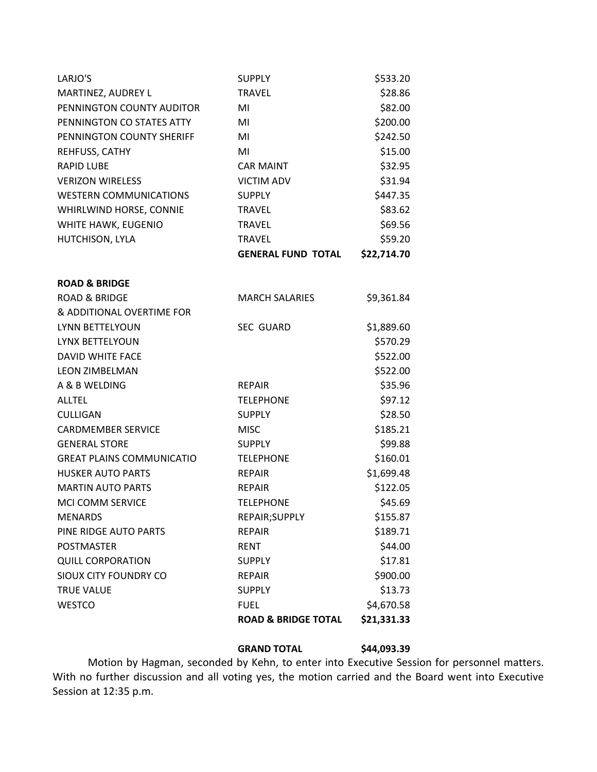| | | |
|---|---|---|
| LARJO'S | SUPPLY | $533.20 |
| MARTINEZ, AUDREY L | TRAVEL | $28.86 |
| PENNINGTON COUNTY AUDITOR | MI | $82.00 |
| PENNINGTON CO STATES ATTY | MI | $200.00 |
| PENNINGTON COUNTY SHERIFF | MI | $242.50 |
| REHFUSS, CATHY | MI | $15.00 |
| RAPID LUBE | CAR MAINT | $32.95 |
| VERIZON WIRELESS | VICTIM ADV | $31.94 |
| WESTERN COMMUNICATIONS | SUPPLY | $447.35 |
| WHIRLWIND HORSE, CONNIE | TRAVEL | $83.62 |
| WHITE HAWK, EUGENIO | TRAVEL | $69.56 |
| HUTCHISON, LYLA | TRAVEL | $59.20 |
| | **GENERAL FUND TOTAL** | **$22,714.70** |
| | | |
| **ROAD & BRIDGE** | | |
| ROAD & BRIDGE | MARCH SALARIES | $9,361.84 |
| & ADDITIONAL OVERTIME FOR | | |
| LYNN BETTELYOUN | SEC GUARD | $1,889.60 |
| LYNX BETTELYOUN | | $570.29 |
| DAVID WHITE FACE | | $522.00 |
| LEON ZIMBELMAN | | $522.00 |
| A & B WELDING | REPAIR | $35.96 |
| ALLTEL | TELEPHONE | $97.12 |
| CULLIGAN | SUPPLY | $28.50 |
| CARDMEMBER SERVICE | MISC | $185.21 |
| GENERAL STORE | SUPPLY | $99.88 |
| GREAT PLAINS COMMUNICATIO | TELEPHONE | $160.01 |
| HUSKER AUTO PARTS | REPAIR | $1,699.48 |
| MARTIN AUTO PARTS | REPAIR | $122.05 |
| MCI COMM SERVICE | TELEPHONE | $45.69 |
| MENARDS | REPAIR;SUPPLY | $155.87 |
| PINE RIDGE AUTO PARTS | REPAIR | $189.71 |
| POSTMASTER | RENT | $44.00 |
| QUILL CORPORATION | SUPPLY | $17.81 |
| SIOUX CITY FOUNDRY CO | REPAIR | $900.00 |
| TRUE VALUE | SUPPLY | $13.73 |
| WESTCO | FUEL | $4,670.58 |
| | **ROAD & BRIDGE TOTAL** | **$21,331.33** |
| | | |
| | **GRAND TOTAL** | **$44,093.39** |

Motion by Hagman, seconded by Kehn, to enter into Executive Session for personnel matters. With no further discussion and all voting yes, the motion carried and the Board went into Executive Session at 12:35 p.m.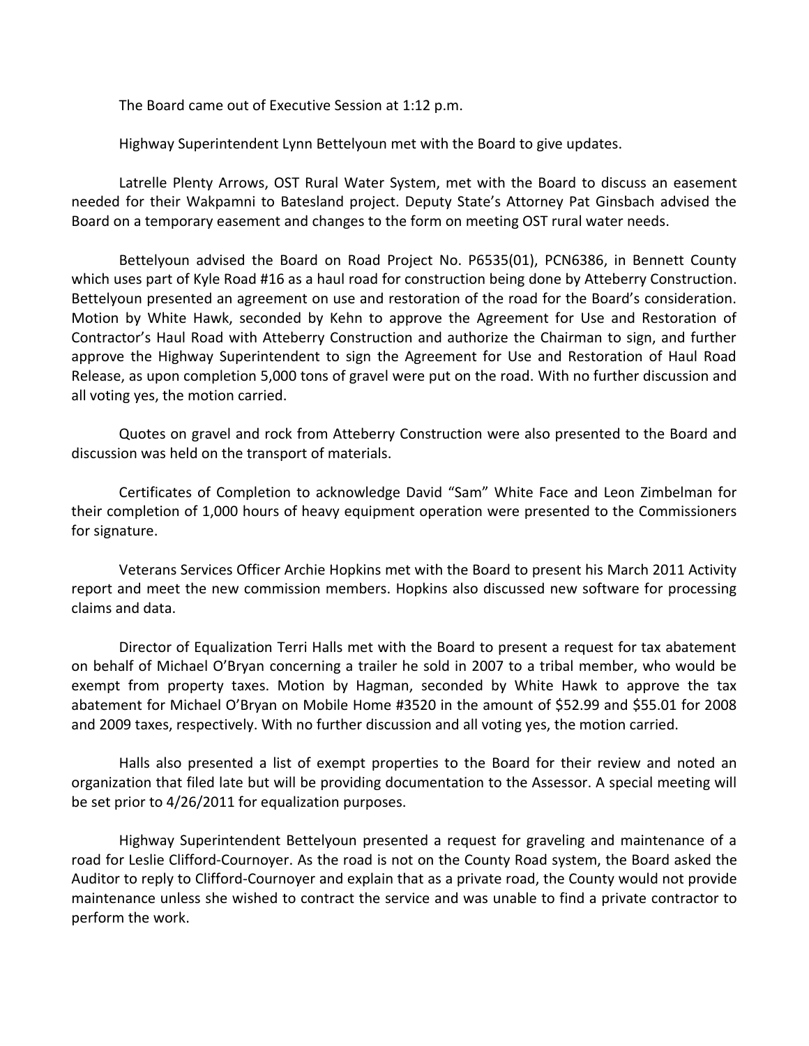The Board came out of Executive Session at 1:12 p.m.

Highway Superintendent Lynn Bettelyoun met with the Board to give updates.

Latrelle Plenty Arrows, OST Rural Water System, met with the Board to discuss an easement needed for their Wakpamni to Batesland project. Deputy State's Attorney Pat Ginsbach advised the Board on a temporary easement and changes to the form on meeting OST rural water needs.

Bettelyoun advised the Board on Road Project No. P6535(01), PCN6386, in Bennett County which uses part of Kyle Road #16 as a haul road for construction being done by Atteberry Construction. Bettelyoun presented an agreement on use and restoration of the road for the Board's consideration. Motion by White Hawk, seconded by Kehn to approve the Agreement for Use and Restoration of Contractor's Haul Road with Atteberry Construction and authorize the Chairman to sign, and further approve the Highway Superintendent to sign the Agreement for Use and Restoration of Haul Road Release, as upon completion 5,000 tons of gravel were put on the road. With no further discussion and all voting yes, the motion carried.

Quotes on gravel and rock from Atteberry Construction were also presented to the Board and discussion was held on the transport of materials.

Certificates of Completion to acknowledge David "Sam" White Face and Leon Zimbelman for their completion of 1,000 hours of heavy equipment operation were presented to the Commissioners for signature.

Veterans Services Officer Archie Hopkins met with the Board to present his March 2011 Activity report and meet the new commission members. Hopkins also discussed new software for processing claims and data.

Director of Equalization Terri Halls met with the Board to present a request for tax abatement on behalf of Michael O'Bryan concerning a trailer he sold in 2007 to a tribal member, who would be exempt from property taxes. Motion by Hagman, seconded by White Hawk to approve the tax abatement for Michael O'Bryan on Mobile Home #3520 in the amount of $52.99 and $55.01 for 2008 and 2009 taxes, respectively. With no further discussion and all voting yes, the motion carried.

Halls also presented a list of exempt properties to the Board for their review and noted an organization that filed late but will be providing documentation to the Assessor. A special meeting will be set prior to 4/26/2011 for equalization purposes.

Highway Superintendent Bettelyoun presented a request for graveling and maintenance of a road for Leslie Clifford-Cournoyer. As the road is not on the County Road system, the Board asked the Auditor to reply to Clifford-Cournoyer and explain that as a private road, the County would not provide maintenance unless she wished to contract the service and was unable to find a private contractor to perform the work.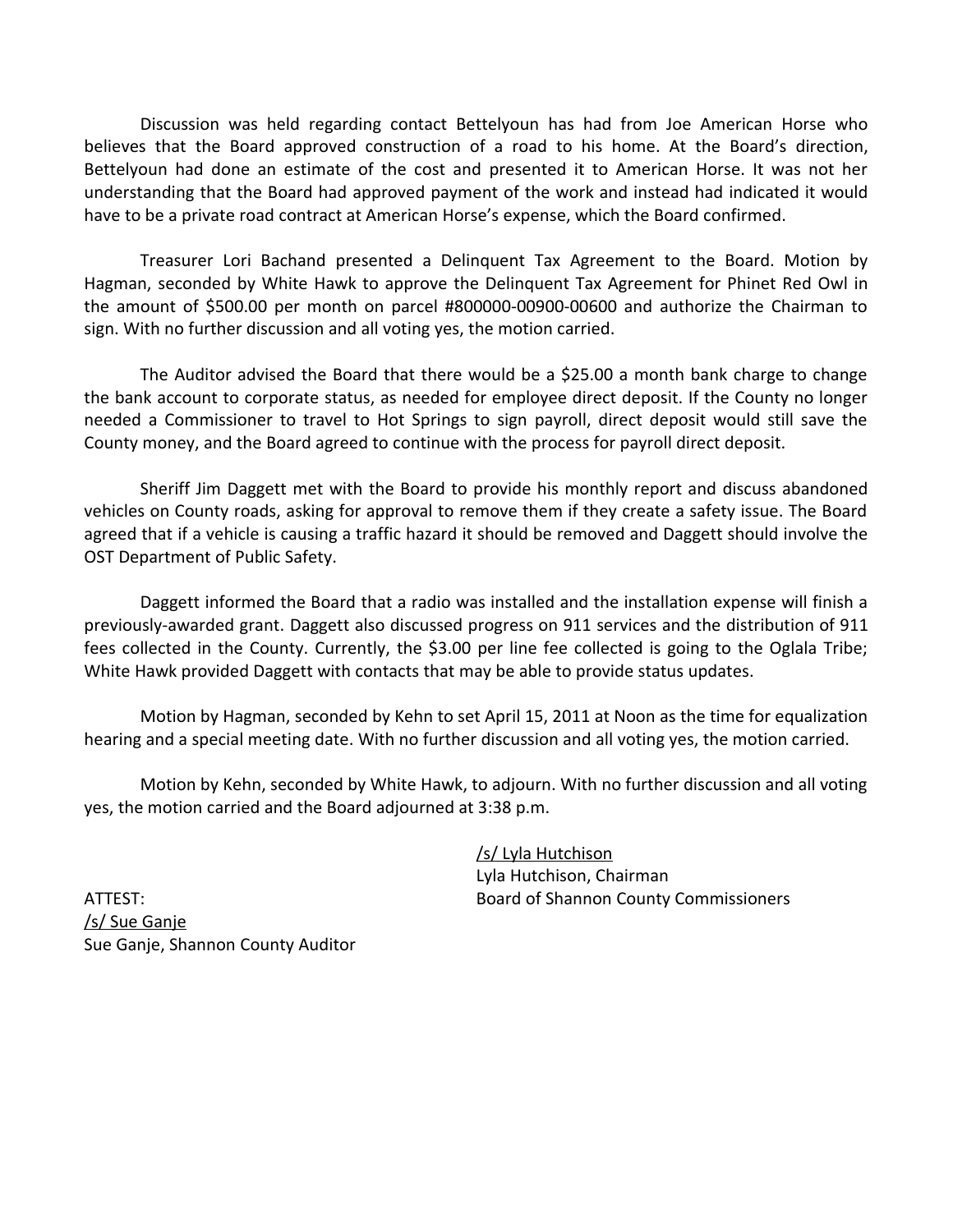Discussion was held regarding contact Bettelyoun has had from Joe American Horse who believes that the Board approved construction of a road to his home. At the Board's direction, Bettelyoun had done an estimate of the cost and presented it to American Horse. It was not her understanding that the Board had approved payment of the work and instead had indicated it would have to be a private road contract at American Horse's expense, which the Board confirmed.

Treasurer Lori Bachand presented a Delinquent Tax Agreement to the Board. Motion by Hagman, seconded by White Hawk to approve the Delinquent Tax Agreement for Phinet Red Owl in the amount of $500.00 per month on parcel #800000-00900-00600 and authorize the Chairman to sign. With no further discussion and all voting yes, the motion carried.

The Auditor advised the Board that there would be a $25.00 a month bank charge to change the bank account to corporate status, as needed for employee direct deposit. If the County no longer needed a Commissioner to travel to Hot Springs to sign payroll, direct deposit would still save the County money, and the Board agreed to continue with the process for payroll direct deposit.

Sheriff Jim Daggett met with the Board to provide his monthly report and discuss abandoned vehicles on County roads, asking for approval to remove them if they create a safety issue. The Board agreed that if a vehicle is causing a traffic hazard it should be removed and Daggett should involve the OST Department of Public Safety.

Daggett informed the Board that a radio was installed and the installation expense will finish a previously-awarded grant. Daggett also discussed progress on 911 services and the distribution of 911 fees collected in the County. Currently, the $3.00 per line fee collected is going to the Oglala Tribe; White Hawk provided Daggett with contacts that may be able to provide status updates.

Motion by Hagman, seconded by Kehn to set April 15, 2011 at Noon as the time for equalization hearing and a special meeting date. With no further discussion and all voting yes, the motion carried.

Motion by Kehn, seconded by White Hawk, to adjourn. With no further discussion and all voting yes, the motion carried and the Board adjourned at 3:38 p.m.

/s/ Lyla Hutchison
Lyla Hutchison, Chairman
Board of Shannon County Commissioners

ATTEST:
/s/ Sue Ganje
Sue Ganje, Shannon County Auditor